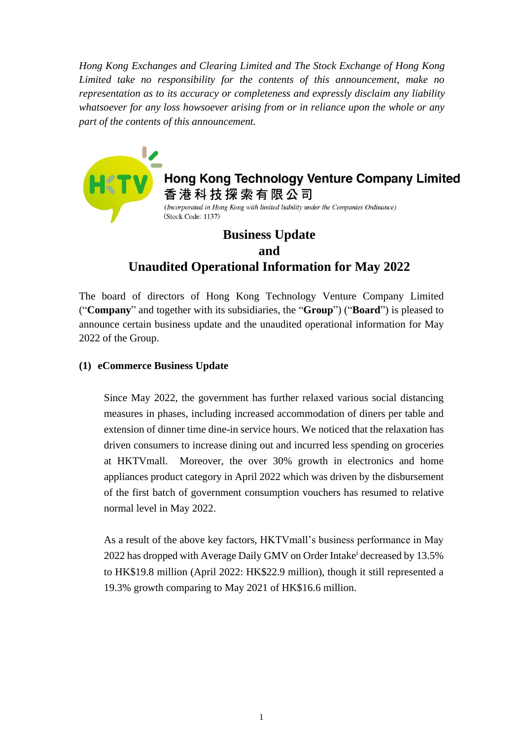*Hong Kong Exchanges and Clearing Limited and The Stock Exchange of Hong Kong Limited take no responsibility for the contents of this announcement, make no representation as to its accuracy or completeness and expressly disclaim any liability whatsoever for any loss howsoever arising from or in reliance upon the whole or any part of the contents of this announcement.*

**Hong Kong Technology Venture Company Limited**
**香港科技探索有限公司**
*(Incorporated in Hong Kong with limited liability under the Companies Ordinance)*
(Stock Code: 1137)

# Business Update
# and
# Unaudited Operational Information for May 2022

The board of directors of Hong Kong Technology Venture Company Limited ("**Company**" and together with its subsidiaries, the "**Group**") ("**Board**") is pleased to announce certain business update and the unaudited operational information for May 2022 of the Group.

## (1) eCommerce Business Update

Since May 2022, the government has further relaxed various social distancing measures in phases, including increased accommodation of diners per table and extension of dinner time dine-in service hours. We noticed that the relaxation has driven consumers to increase dining out and incurred less spending on groceries at HKTVmall. Moreover, the over 30% growth in electronics and home appliances product category in April 2022 which was driven by the disbursement of the first batch of government consumption vouchers has resumed to relative normal level in May 2022.

As a result of the above key factors, HKTVmall's business performance in May 2022 has dropped with Average Daily GMV on Order Intake[i] decreased by 13.5% to HK$19.8 million (April 2022: HK$22.9 million), though it still represented a 19.3% growth comparing to May 2021 of HK$16.6 million.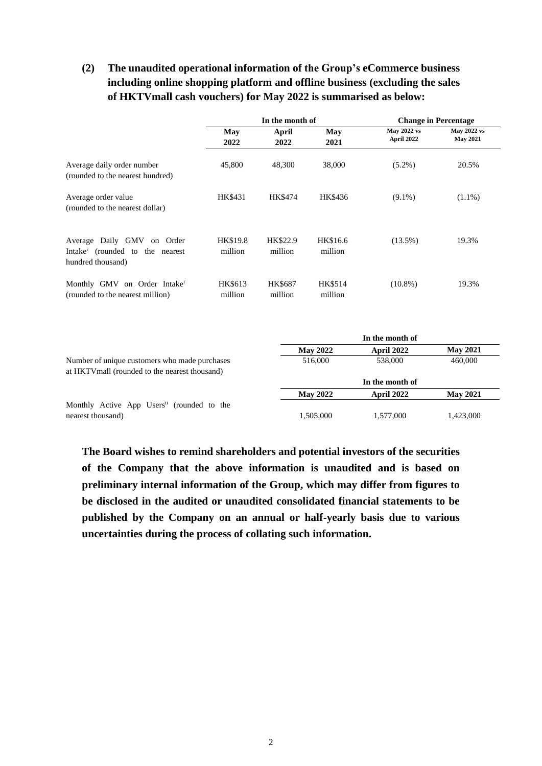**(2) The unaudited operational information of the Group's eCommerce business including online shopping platform and offline business (excluding the sales of HKTVmall cash vouchers) for May 2022 is summarised as below:**

| | In the month of | | | Change in Percentage | |
|---|---|---|---|---|---|
| | May 2022 | April 2022 | May 2021 | May 2022 vs April 2022 | May 2022 vs May 2021 |
| Average daily order number (rounded to the nearest hundred) | 45,800 | 48,300 | 38,000 | (5.2%) | 20.5% |
| Average order value (rounded to the nearest dollar) | HK$431 | HK$474 | HK$436 | (9.1%) | (1.1%) |
| Average Daily GMV on Order Intake[i] (rounded to the nearest hundred thousand) | HK$19.8 million | HK$22.9 million | HK$16.6 million | (13.5%) | 19.3% |
| Monthly GMV on Order Intake[i] (rounded to the nearest million) | HK$613 million | HK$687 million | HK$514 million | (10.8%) | 19.3% |

| | In the month of | | |
|---|---|---|---|
| | May 2022 | April 2022 | May 2021 |
| Number of unique customers who made purchases at HKTVmall (rounded to the nearest thousand) | 516,000 | 538,000 | 460,000 |

| | In the month of | | |
|---|---|---|---|
| | May 2022 | April 2022 | May 2021 |
| Monthly Active App Users[ii] (rounded to the nearest thousand) | 1,505,000 | 1,577,000 | 1,423,000 |

**The Board wishes to remind shareholders and potential investors of the securities of the Company that the above information is unaudited and is based on preliminary internal information of the Group, which may differ from figures to be disclosed in the audited or unaudited consolidated financial statements to be published by the Company on an annual or half-yearly basis due to various uncertainties during the process of collating such information.**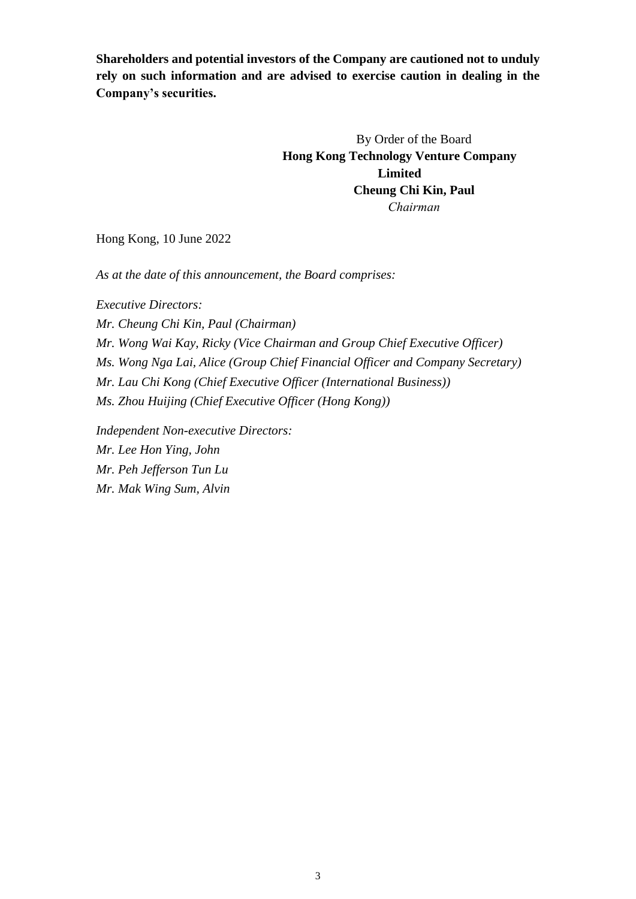**Shareholders and potential investors of the Company are cautioned not to unduly rely on such information and are advised to exercise caution in dealing in the Company's securities.**

By Order of the Board
**Hong Kong Technology Venture Company Limited**
**Cheung Chi Kin, Paul**
*Chairman*

Hong Kong, 10 June 2022

*As at the date of this announcement, the Board comprises:*

*Executive Directors:*
*Mr. Cheung Chi Kin, Paul (Chairman)*
*Mr. Wong Wai Kay, Ricky (Vice Chairman and Group Chief Executive Officer)*
*Ms. Wong Nga Lai, Alice (Group Chief Financial Officer and Company Secretary)*
*Mr. Lau Chi Kong (Chief Executive Officer (International Business))*
*Ms. Zhou Huijing (Chief Executive Officer (Hong Kong))*

*Independent Non-executive Directors:*
*Mr. Lee Hon Ying, John*
*Mr. Peh Jefferson Tun Lu*
*Mr. Mak Wing Sum, Alvin*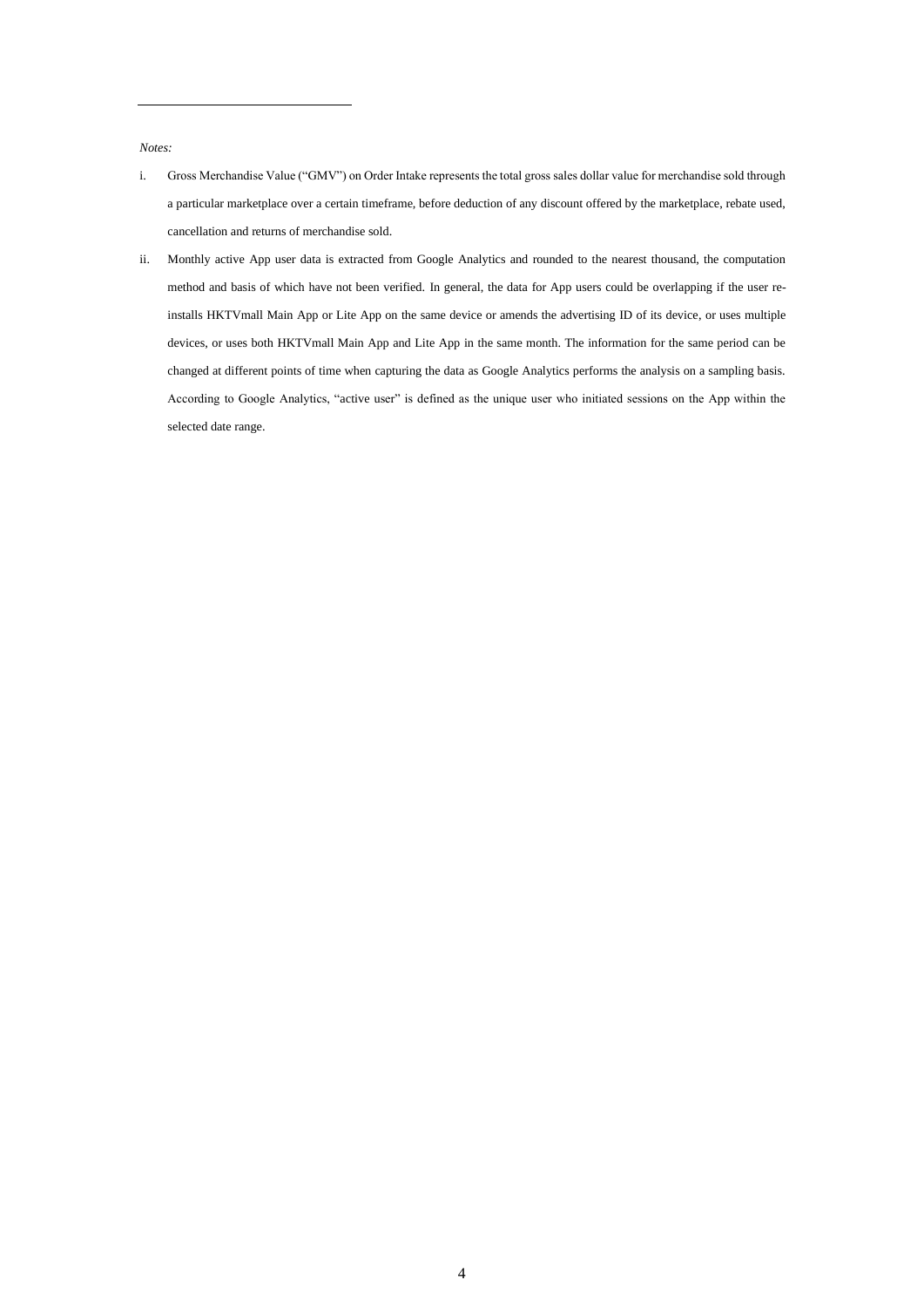*Notes:*

i. Gross Merchandise Value ("GMV") on Order Intake represents the total gross sales dollar value for merchandise sold through a particular marketplace over a certain timeframe, before deduction of any discount offered by the marketplace, rebate used, cancellation and returns of merchandise sold.

ii. Monthly active App user data is extracted from Google Analytics and rounded to the nearest thousand, the computation method and basis of which have not been verified. In general, the data for App users could be overlapping if the user re-installs HKTVmall Main App or Lite App on the same device or amends the advertising ID of its device, or uses multiple devices, or uses both HKTVmall Main App and Lite App in the same month. The information for the same period can be changed at different points of time when capturing the data as Google Analytics performs the analysis on a sampling basis. According to Google Analytics, "active user" is defined as the unique user who initiated sessions on the App within the selected date range.